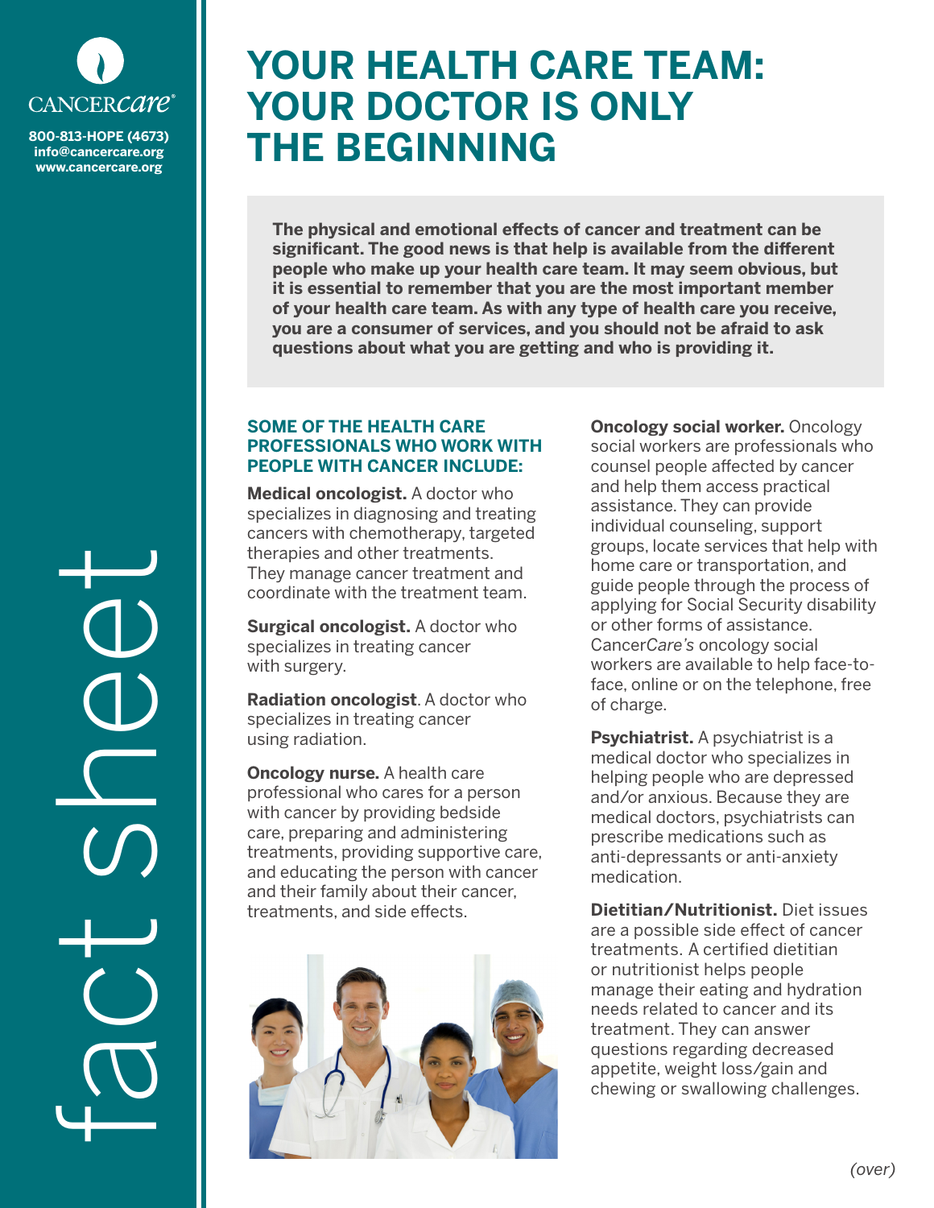CANCERCare®

800-813-HOPE (4673)
info@cancercare.org
www.cancercare.org

fact sheet

# YOUR HEALTH CARE TEAM: YOUR DOCTOR IS ONLY THE BEGINNING

**The physical and emotional effects of cancer and treatment can be significant. The good news is that help is available from the different people who make up your health care team. It may seem obvious, but it is essential to remember that you are the most important member of your health care team. As with any type of health care you receive, you are a consumer of services, and you should not be afraid to ask questions about what you are getting and who is providing it.**

## SOME OF THE HEALTH CARE PROFESSIONALS WHO WORK WITH PEOPLE WITH CANCER INCLUDE:

**Medical oncologist.** A doctor who specializes in diagnosing and treating cancers with chemotherapy, targeted therapies and other treatments. They manage cancer treatment and coordinate with the treatment team.

**Surgical oncologist.** A doctor who specializes in treating cancer with surgery.

**Radiation oncologist**. A doctor who specializes in treating cancer using radiation.

**Oncology nurse.** A health care professional who cares for a person with cancer by providing bedside care, preparing and administering treatments, providing supportive care, and educating the person with cancer and their family about their cancer, treatments, and side effects.

**Oncology social worker.** Oncology social workers are professionals who counsel people affected by cancer and help them access practical assistance. They can provide individual counseling, support groups, locate services that help with home care or transportation, and guide people through the process of applying for Social Security disability or other forms of assistance. Cancer*Care's* oncology social workers are available to help face-to-face, online or on the telephone, free of charge.

**Psychiatrist.** A psychiatrist is a medical doctor who specializes in helping people who are depressed and/or anxious. Because they are medical doctors, psychiatrists can prescribe medications such as anti-depressants or anti-anxiety medication.

**Dietitian/Nutritionist.** Diet issues are a possible side effect of cancer treatments. A certified dietitian or nutritionist helps people manage their eating and hydration needs related to cancer and its treatment. They can answer questions regarding decreased appetite, weight loss/gain and chewing or swallowing challenges.

*(over)*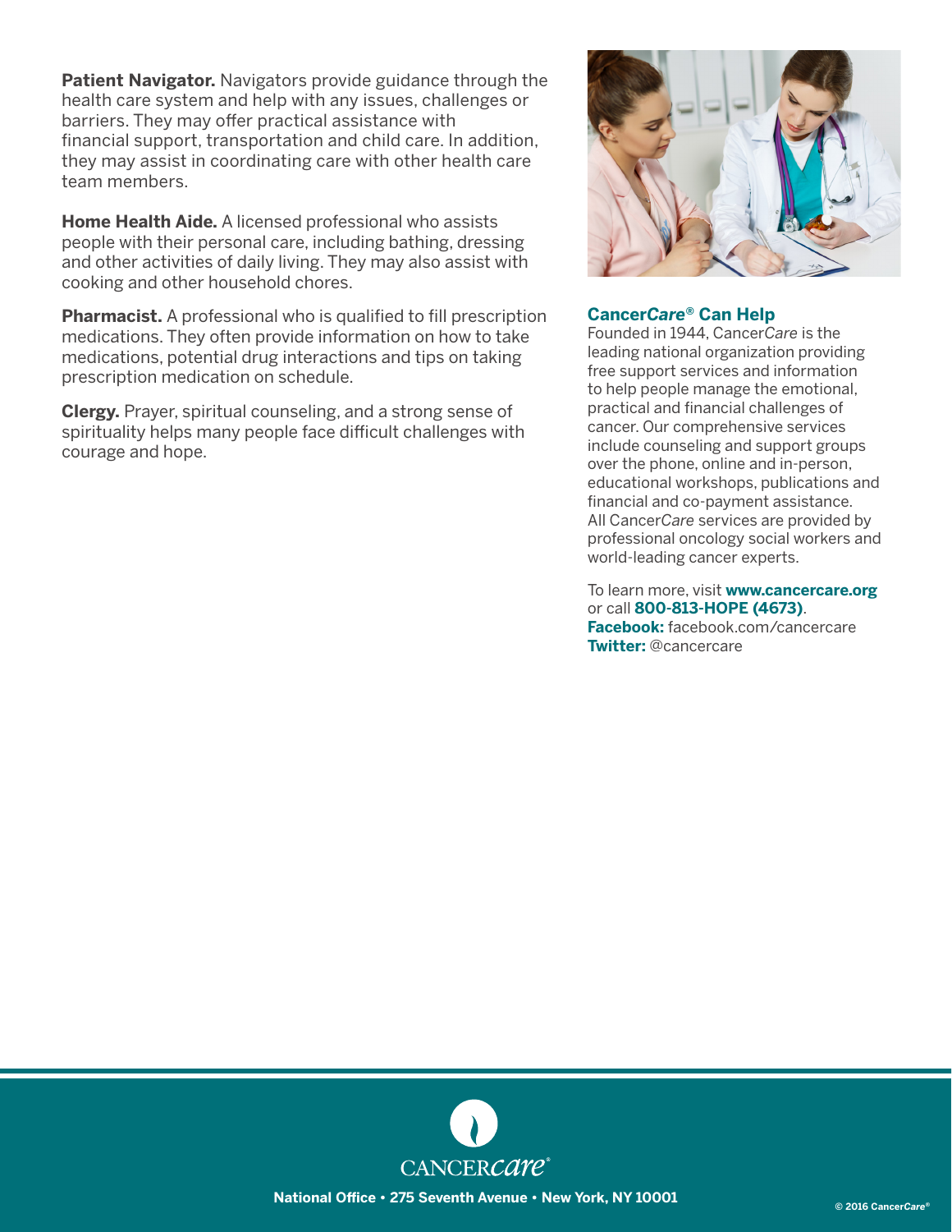**Patient Navigator.** Navigators provide guidance through the health care system and help with any issues, challenges or barriers. They may offer practical assistance with financial support, transportation and child care. In addition, they may assist in coordinating care with other health care team members.

**Home Health Aide.** A licensed professional who assists people with their personal care, including bathing, dressing and other activities of daily living. They may also assist with cooking and other household chores.

**Pharmacist.** A professional who is qualified to fill prescription medications. They often provide information on how to take medications, potential drug interactions and tips on taking prescription medication on schedule.

**Clergy.** Prayer, spiritual counseling, and a strong sense of spirituality helps many people face difficult challenges with courage and hope.

## Cancer*Care*® Can Help

Founded in 1944, Cancer*Care* is the leading national organization providing free support services and information to help people manage the emotional, practical and financial challenges of cancer. Our comprehensive services include counseling and support groups over the phone, online and in-person, educational workshops, publications and financial and co-payment assistance. All Cancer*Care* services are provided by professional oncology social workers and world-leading cancer experts.

To learn more, visit **www.cancercare.org** or call **800-813-HOPE (4673)**.
**Facebook:** facebook.com/cancercare
**Twitter:** @cancercare

CANCER*care*®

**National Office • 275 Seventh Avenue • New York, NY 10001**

© 2016 CancerCare®